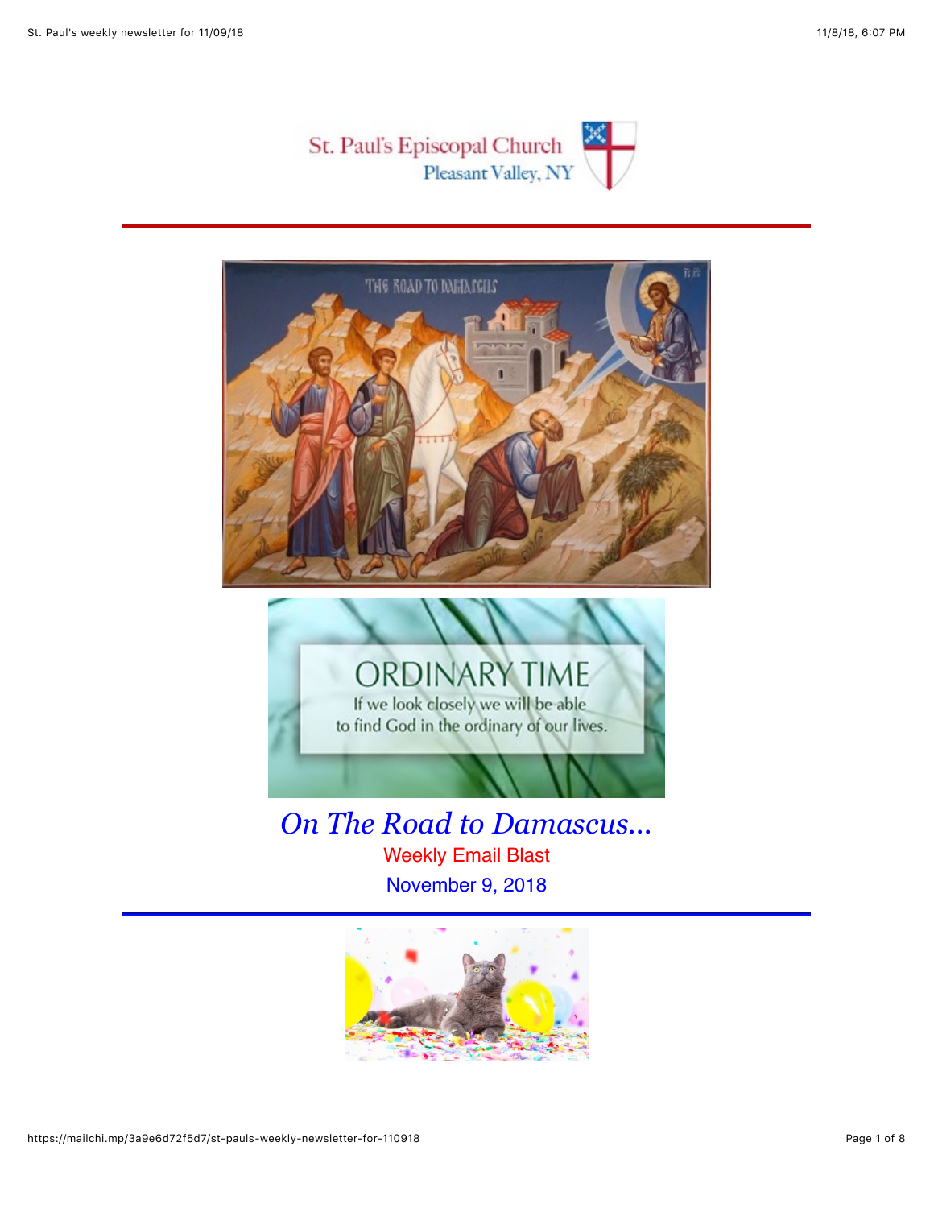St. Paul's Episcopal Church
Pleasant Valley, NY

THE ROAD TO DAMASCUS

ORDINARY TIME
If we look closely we will be able to find God in the ordinary of our lives.

# *On The Road to Damascus...*

Weekly Email Blast

November 9, 2018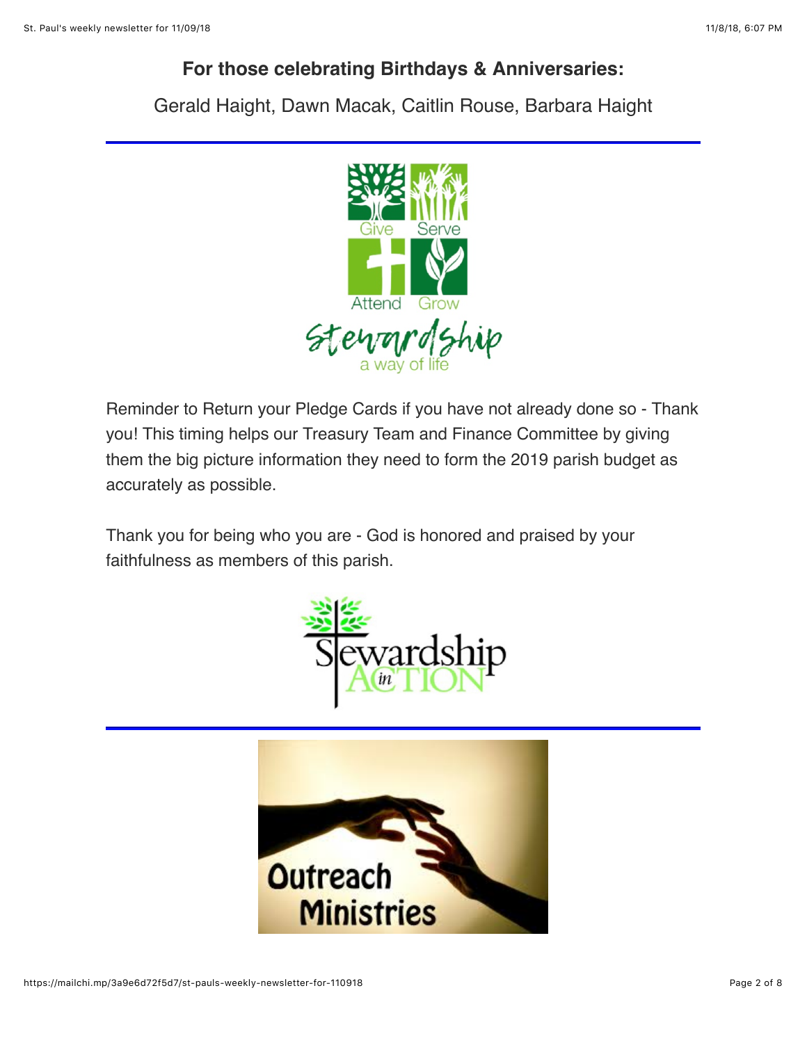### For those celebrating Birthdays & Anniversaries:

Gerald Haight, Dawn Macak, Caitlin Rouse, Barbara Haight

---

Reminder to Return your Pledge Cards if you have not already done so - Thank you! This timing helps our Treasury Team and Finance Committee by giving them the big picture information they need to form the 2019 parish budget as accurately as possible.

Thank you for being who you are - God is honored and praised by your faithfulness as members of this parish.

---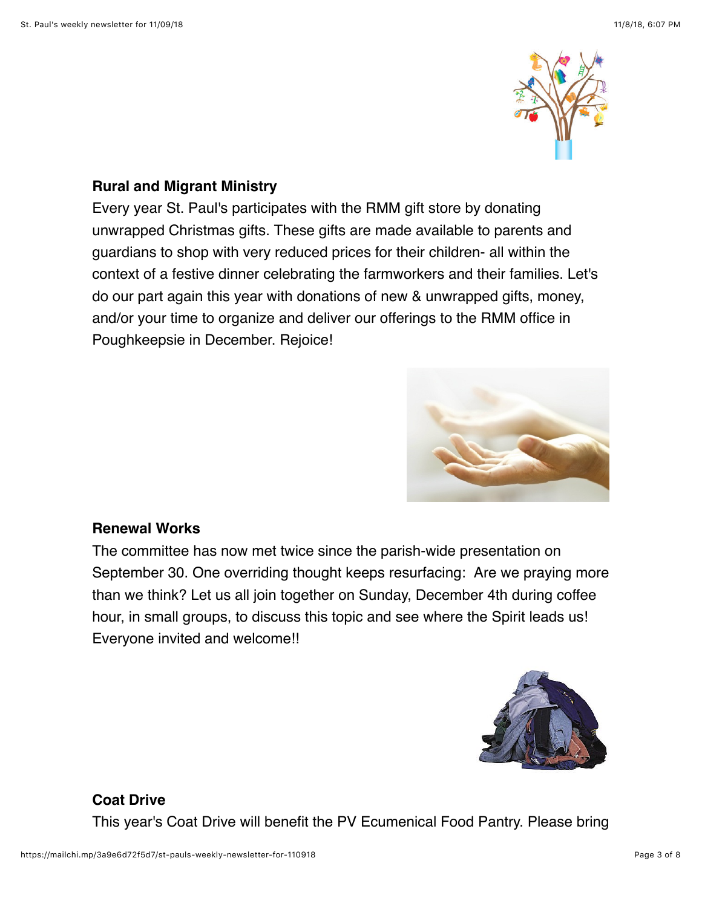**Rural and Migrant Ministry**

Every year St. Paul's participates with the RMM gift store by donating unwrapped Christmas gifts. These gifts are made available to parents and guardians to shop with very reduced prices for their children- all within the context of a festive dinner celebrating the farmworkers and their families. Let's do our part again this year with donations of new & unwrapped gifts, money, and/or your time to organize and deliver our offerings to the RMM office in Poughkeepsie in December. Rejoice!

**Renewal Works**

The committee has now met twice since the parish-wide presentation on September 30. One overriding thought keeps resurfacing:  Are we praying more than we think? Let us all join together on Sunday, December 4th during coffee hour, in small groups, to discuss this topic and see where the Spirit leads us! Everyone invited and welcome!!

**Coat Drive**

This year's Coat Drive will benefit the PV Ecumenical Food Pantry. Please bring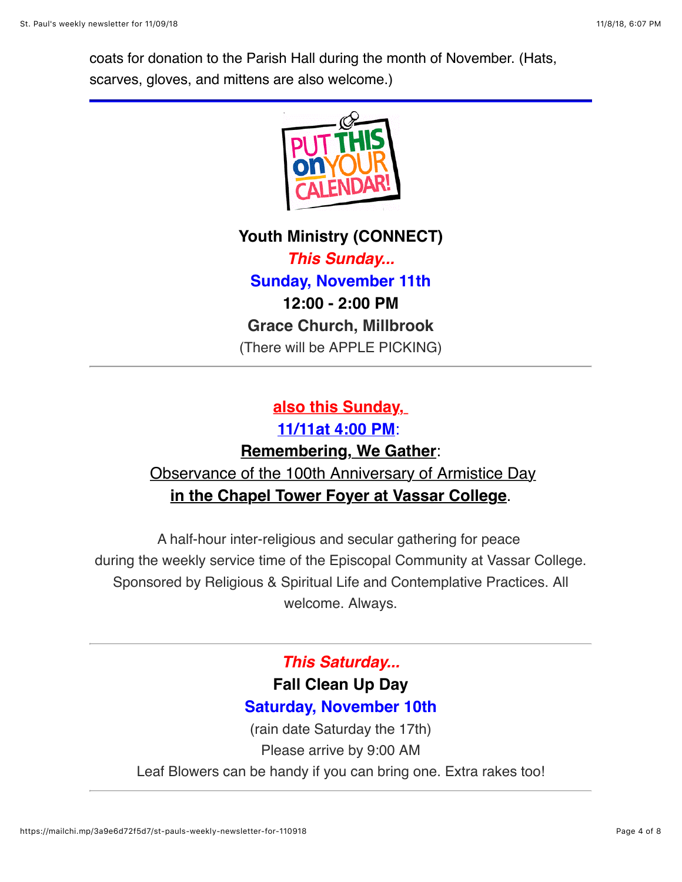coats for donation to the Parish Hall during the month of November. (Hats, scarves, gloves, and mittens are also welcome.)

---

**Youth Ministry (CONNECT)**

***This Sunday...***

**Sunday, November 11th**

**12:00 - 2:00 PM**

**Grace Church, Millbrook**

(There will be APPLE PICKING)

---

**also this Sunday,**
**11/11at 4:00 PM**:

**Remembering, We Gather**:

Observance of the 100th Anniversary of Armistice Day

**in the Chapel Tower Foyer at Vassar College**.

A half-hour inter-religious and secular gathering for peace during the weekly service time of the Episcopal Community at Vassar College. Sponsored by Religious & Spiritual Life and Contemplative Practices. All welcome. Always.

---

***This Saturday...***

**Fall Clean Up Day**

**Saturday, November 10th**

(rain date Saturday the 17th)

Please arrive by 9:00 AM

Leaf Blowers can be handy if you can bring one. Extra rakes too!

---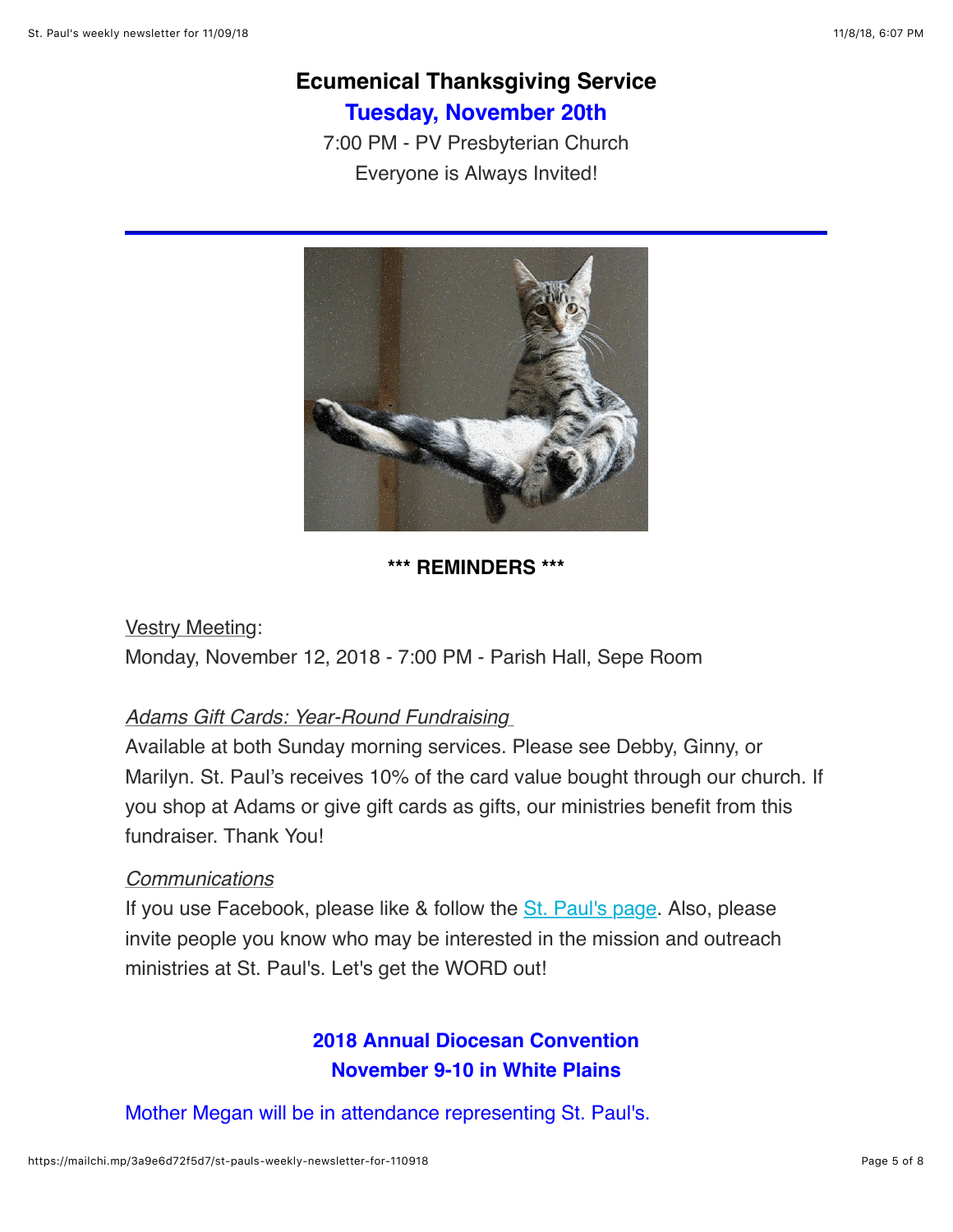**Ecumenical Thanksgiving Service**

**Tuesday, November 20th**

7:00 PM - PV Presbyterian Church

Everyone is Always Invited!

---

**\*\*\* REMINDERS \*\*\***

Vestry Meeting:
Monday, November 12, 2018 - 7:00 PM - Parish Hall, Sepe Room

*Adams Gift Cards: Year-Round Fundraising*
Available at both Sunday morning services. Please see Debby, Ginny, or Marilyn. St. Paul's receives 10% of the card value bought through our church. If you shop at Adams or give gift cards as gifts, our ministries benefit from this fundraiser. Thank You!

*Communications*
If you use Facebook, please like & follow the St. Paul's page. Also, please invite people you know who may be interested in the mission and outreach ministries at St. Paul's. Let's get the WORD out!

**2018 Annual Diocesan Convention**
**November 9-10 in White Plains**

Mother Megan will be in attendance representing St. Paul's.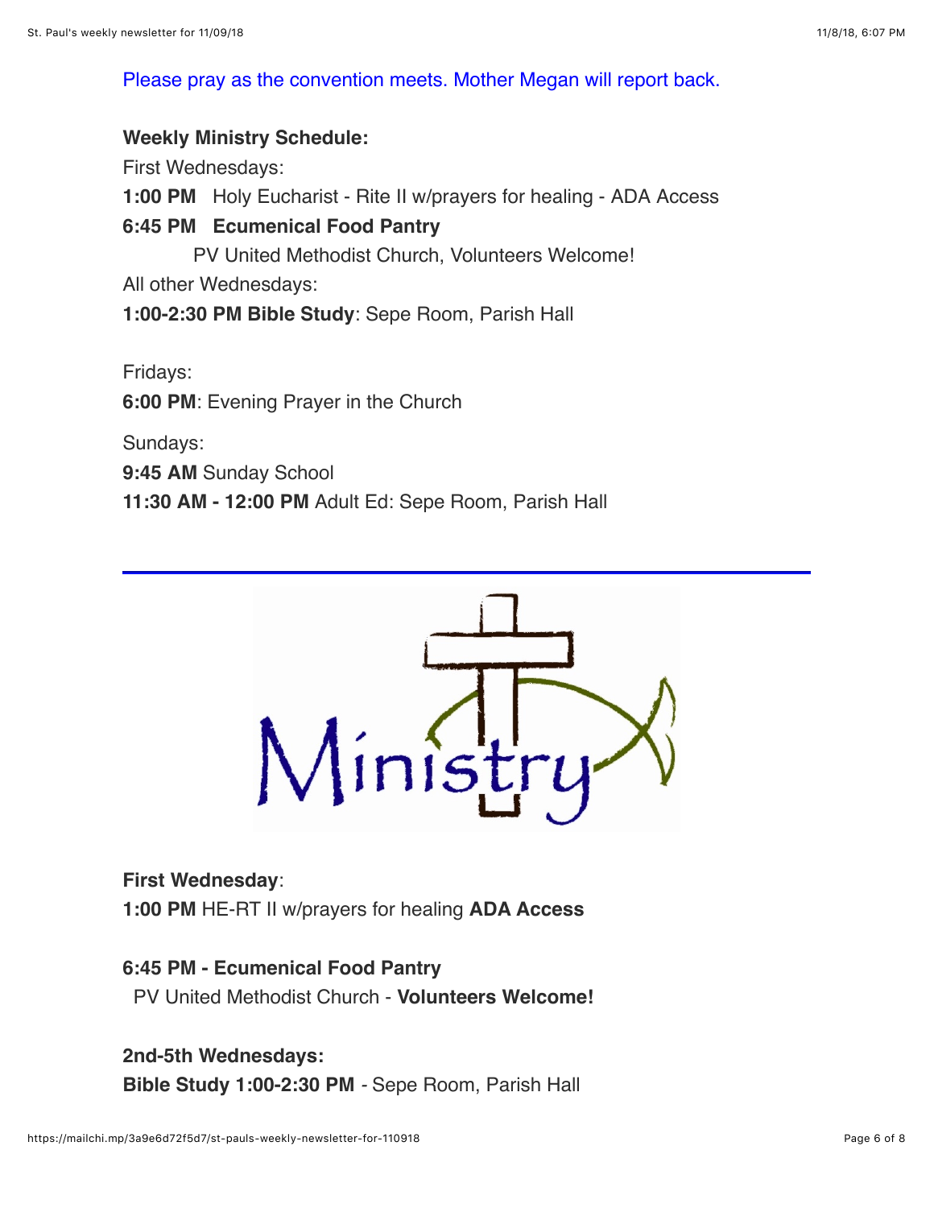Please pray as the convention meets. Mother Megan will report back.

**Weekly Ministry Schedule:**

First Wednesdays:

**1:00 PM** Holy Eucharist - Rite II w/prayers for healing - ADA Access

**6:45 PM Ecumenical Food Pantry**

PV United Methodist Church, Volunteers Welcome!

All other Wednesdays:

**1:00-2:30 PM Bible Study**: Sepe Room, Parish Hall

Fridays:

**6:00 PM**: Evening Prayer in the Church

Sundays:

**9:45 AM** Sunday School

**11:30 AM - 12:00 PM** Adult Ed: Sepe Room, Parish Hall

---

Ministry

**First Wednesday**:

**1:00 PM** HE-RT II w/prayers for healing **ADA Access**

**6:45 PM - Ecumenical Food Pantry**

PV United Methodist Church - **Volunteers Welcome!**

**2nd-5th Wednesdays:**

**Bible Study 1:00-2:30 PM** - Sepe Room, Parish Hall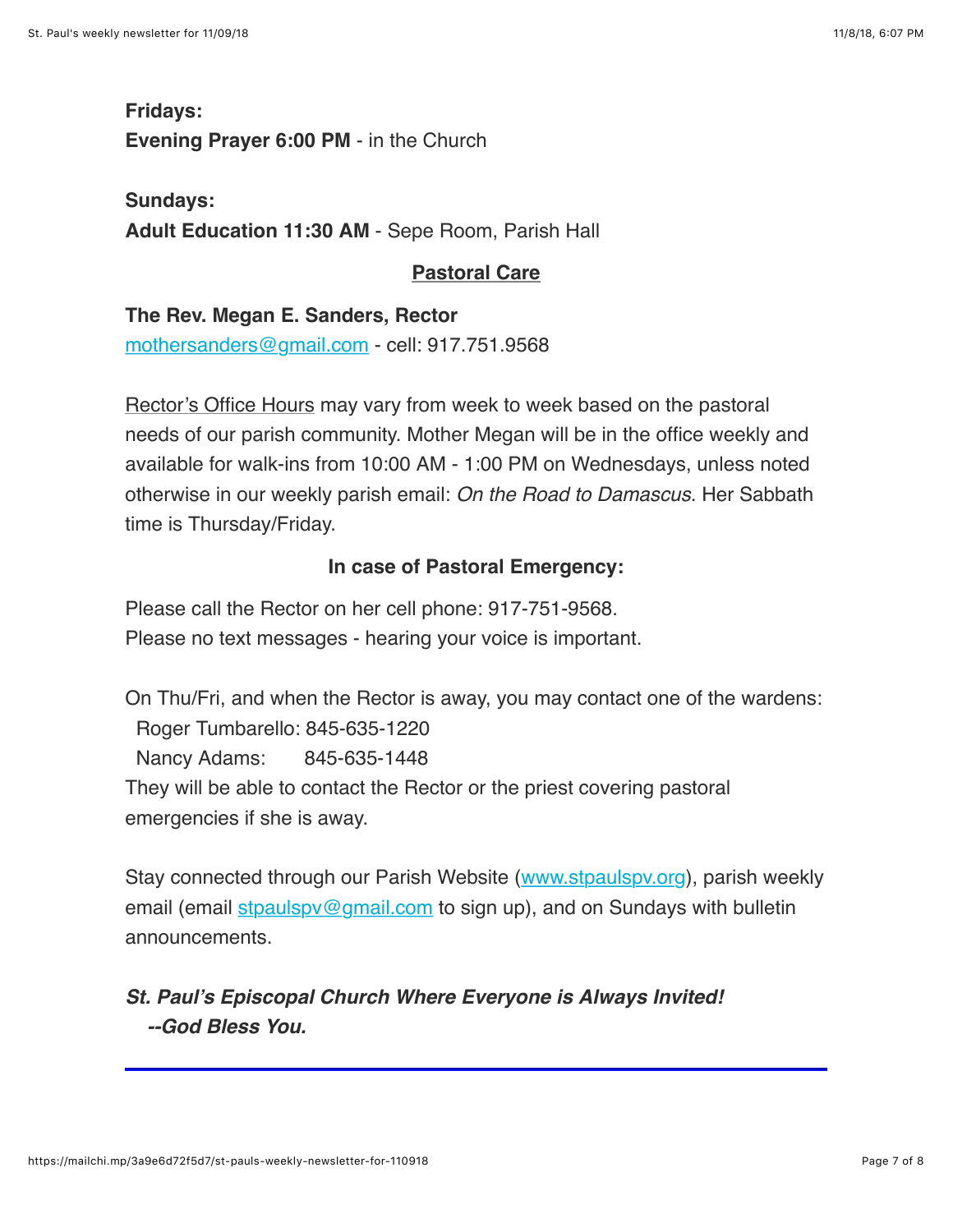**Fridays:**
**Evening Prayer 6:00 PM** - in the Church

**Sundays:**
**Adult Education 11:30 AM** - Sepe Room, Parish Hall

## Pastoral Care

**The Rev. Megan E. Sanders, Rector**
mothersanders@gmail.com - cell: 917.751.9568

Rector's Office Hours may vary from week to week based on the pastoral needs of our parish community. Mother Megan will be in the office weekly and available for walk-ins from 10:00 AM - 1:00 PM on Wednesdays, unless noted otherwise in our weekly parish email: *On the Road to Damascus*. Her Sabbath time is Thursday/Friday.

### In case of Pastoral Emergency:

Please call the Rector on her cell phone: 917-751-9568.
Please no text messages - hearing your voice is important.

On Thu/Fri, and when the Rector is away, you may contact one of the wardens:
Roger Tumbarello: 845-635-1220
Nancy Adams: 845-635-1448
They will be able to contact the Rector or the priest covering pastoral emergencies if she is away.

Stay connected through our Parish Website (www.stpaulspv.org), parish weekly email (email stpaulspv@gmail.com to sign up), and on Sundays with bulletin announcements.

***St. Paul's Episcopal Church Where Everyone is Always Invited!***
***--God Bless You.***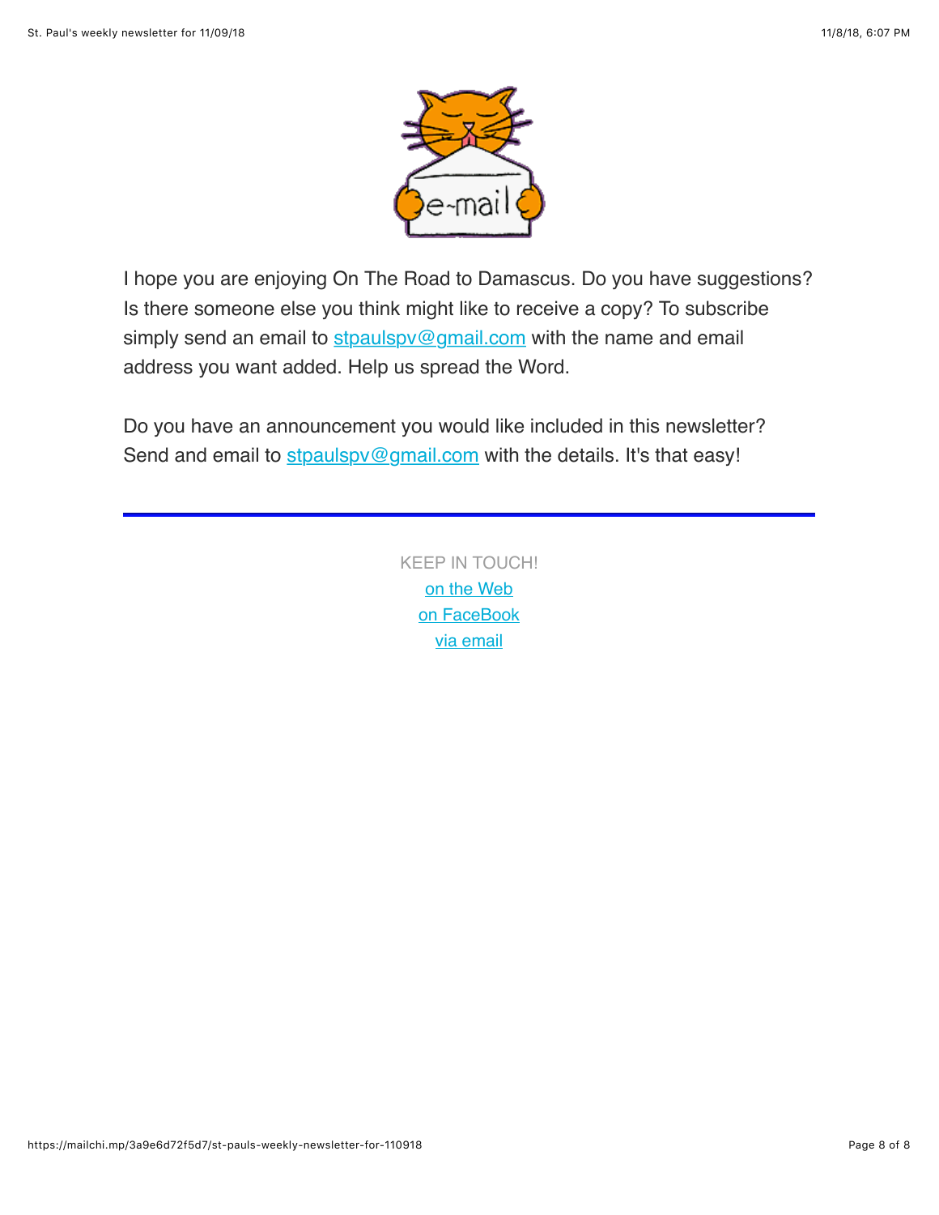I hope you are enjoying On The Road to Damascus. Do you have suggestions? Is there someone else you think might like to receive a copy? To subscribe simply send an email to stpaulspv@gmail.com with the name and email address you want added. Help us spread the Word.

Do you have an announcement you would like included in this newsletter? Send and email to stpaulspv@gmail.com with the details. It's that easy!

---

KEEP IN TOUCH!

on the Web

on FaceBook

via email